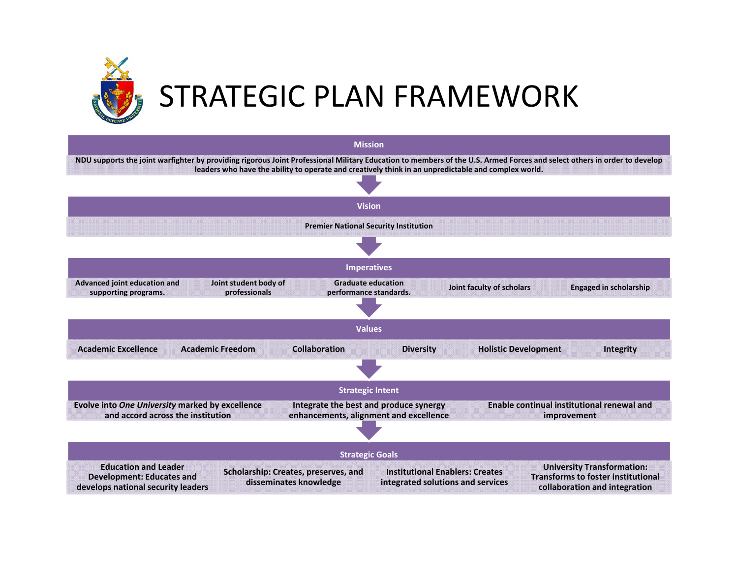# STRATEGIC PLAN FRAMEWORK

## Mission

NDU supports the joint warfighter by providing rigorous Joint Professional Military Education to members of the U.S. Armed Forces and select others in order to develop leaders who have the ability to operate and creatively think in an unpredictable and complex world.

## Vision

Premier National Security Institution

## Imperatives

- Advanced joint education and supporting programs.
- Joint student body of professionals
- Graduate education performance standards.
- Joint faculty of scholars
- Engaged in scholarship

## Values

- Academic Excellence
- Academic Freedom
- Collaboration
- Diversity
- Holistic Development
- Integrity

## Strategic Intent

- Evolve into *One University* marked by excellence and accord across the institution
- Integrate the best and produce synergy enhancements, alignment and excellence
- Enable continual institutional renewal and improvement

## Strategic Goals

- Education and Leader Development: Educates and develops national security leaders
- Scholarship: Creates, preserves, and disseminates knowledge
- Institutional Enablers: Creates integrated solutions and services
- University Transformation: Transforms to foster institutional collaboration and integration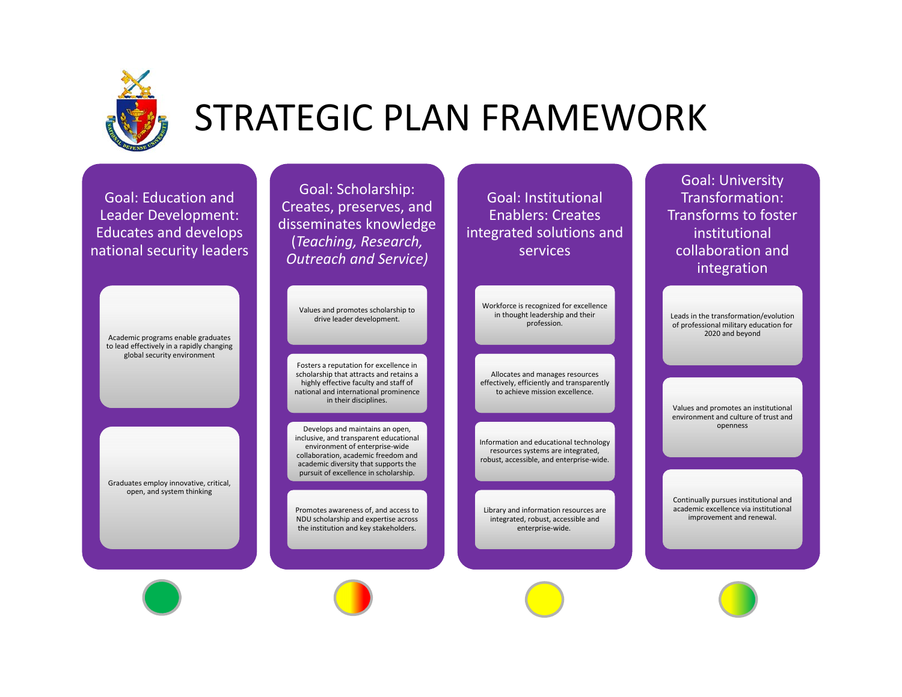# STRATEGIC PLAN FRAMEWORK

## Goal: Education and Leader Development: Educates and develops national security leaders

- Academic programs enable graduates to lead effectively in a rapidly changing global security environment
- Graduates employ innovative, critical, open, and system thinking

## Goal: Scholarship: Creates, preserves, and disseminates knowledge (*Teaching, Research, Outreach and Service)*

- Values and promotes scholarship to drive leader development.
- Fosters a reputation for excellence in scholarship that attracts and retains a highly effective faculty and staff of national and international prominence in their disciplines.
- Develops and maintains an open, inclusive, and transparent educational environment of enterprise-wide collaboration, academic freedom and academic diversity that supports the pursuit of excellence in scholarship.
- Promotes awareness of, and access to NDU scholarship and expertise across the institution and key stakeholders.

## Goal: Institutional Enablers: Creates integrated solutions and services

- Workforce is recognized for excellence in thought leadership and their profession.
- Allocates and manages resources effectively, efficiently and transparently to achieve mission excellence.
- Information and educational technology resources systems are integrated, robust, accessible, and enterprise-wide.
- Library and information resources are integrated, robust, accessible and enterprise-wide.

## Goal: University Transformation: Transforms to foster institutional collaboration and integration

- Leads in the transformation/evolution of professional military education for 2020 and beyond
- Values and promotes an institutional environment and culture of trust and openness
- Continually pursues institutional and academic excellence via institutional improvement and renewal.